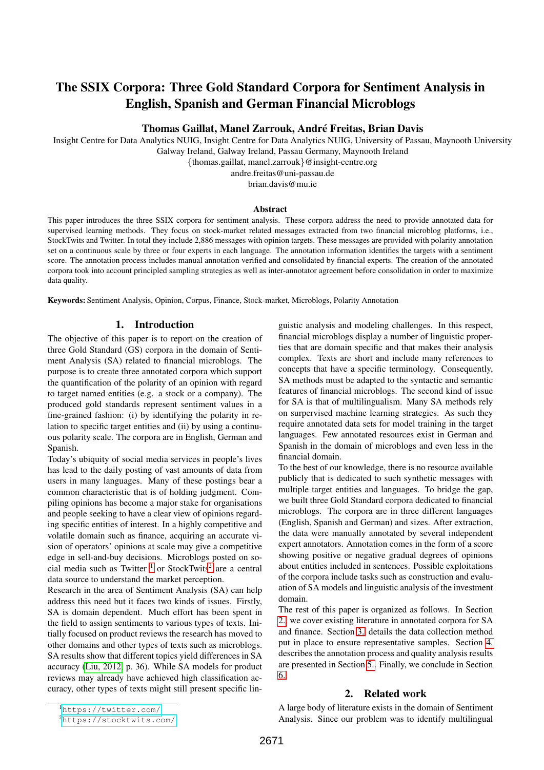# The SSIX Corpora: Three Gold Standard Corpora for Sentiment Analysis in English, Spanish and German Financial Microblogs

**Thomas Gaillat, Manel Zarrouk, André Freitas, Brian Davis**

Insight Centre for Data Analytics NUIG, Insight Centre for Data Analytics NUIG, University of Passau, Maynooth University
Galway Ireland, Galway Ireland, Passau Germany, Maynooth Ireland
{thomas.gaillat, manel.zarrouk}@insight-centre.org
andre.freitas@uni-passau.de
brian.davis@mu.ie

## Abstract

This paper introduces the three SSIX corpora for sentiment analysis. These corpora address the need to provide annotated data for supervised learning methods. They focus on stock-market related messages extracted from two financial microblog platforms, i.e., StockTwits and Twitter. In total they include 2,886 messages with opinion targets. These messages are provided with polarity annotation set on a continuous scale by three or four experts in each language. The annotation information identifies the targets with a sentiment score. The annotation process includes manual annotation verified and consolidated by financial experts. The creation of the annotated corpora took into account principled sampling strategies as well as inter-annotator agreement before consolidation in order to maximize data quality.

**Keywords:** Sentiment Analysis, Opinion, Corpus, Finance, Stock-market, Microblogs, Polarity Annotation

## 1. Introduction

The objective of this paper is to report on the creation of three Gold Standard (GS) corpora in the domain of Sentiment Analysis (SA) related to financial microblogs. The purpose is to create three annotated corpora which support the quantification of the polarity of an opinion with regard to target named entities (e.g. a stock or a company). The produced gold standards represent sentiment values in a fine-grained fashion: (i) by identifying the polarity in relation to specific target entities and (ii) by using a continuous polarity scale. The corpora are in English, German and Spanish.

Today's ubiquity of social media services in people's lives has lead to the daily posting of vast amounts of data from users in many languages. Many of these postings bear a common characteristic that is of holding judgment. Compiling opinions has become a major stake for organisations and people seeking to have a clear view of opinions regarding specific entities of interest. In a highly competitive and volatile domain such as finance, acquiring an accurate vision of operators' opinions at scale may give a competitive edge in sell-and-buy decisions. Microblogs posted on social media such as Twitter [1] or StockTwits[2] are a central data source to understand the market perception.

Research in the area of Sentiment Analysis (SA) can help address this need but it faces two kinds of issues. Firstly, SA is domain dependent. Much effort has been spent in the field to assign sentiments to various types of texts. Initially focused on product reviews the research has moved to other domains and other types of texts such as microblogs. SA results show that different topics yield differences in SA accuracy (Liu, 2012, p. 36). While SA models for product reviews may already have achieved high classification accuracy, other types of texts might still present specific linguistic analysis and modeling challenges. In this respect, financial microblogs display a number of linguistic properties that are domain specific and that makes their analysis complex. Texts are short and include many references to concepts that have a specific terminology. Consequently, SA methods must be adapted to the syntactic and semantic features of financial microblogs. The second kind of issue for SA is that of multilingualism. Many SA methods rely on surpervised machine learning strategies. As such they require annotated data sets for model training in the target languages. Few annotated resources exist in German and Spanish in the domain of microblogs and even less in the financial domain.

To the best of our knowledge, there is no resource available publicly that is dedicated to such synthetic messages with multiple target entities and languages. To bridge the gap, we built three Gold Standard corpora dedicated to financial microblogs. The corpora are in three different languages (English, Spanish and German) and sizes. After extraction, the data were manually annotated by several independent expert annotators. Annotation comes in the form of a score showing positive or negative gradual degrees of opinions about entities included in sentences. Possible exploitations of the corpora include tasks such as construction and evaluation of SA models and linguistic analysis of the investment domain.

The rest of this paper is organized as follows. In Section 2. we cover existing literature in annotated corpora for SA and finance. Section 3. details the data collection method put in place to ensure representative samples. Section 4. describes the annotation process and quality analysis results are presented in Section 5.. Finally, we conclude in Section 6.

## 2. Related work

A large body of literature exists in the domain of Sentiment Analysis. Since our problem was to identify multilingual

[1] https://twitter.com/

[2] https://stocktwits.com/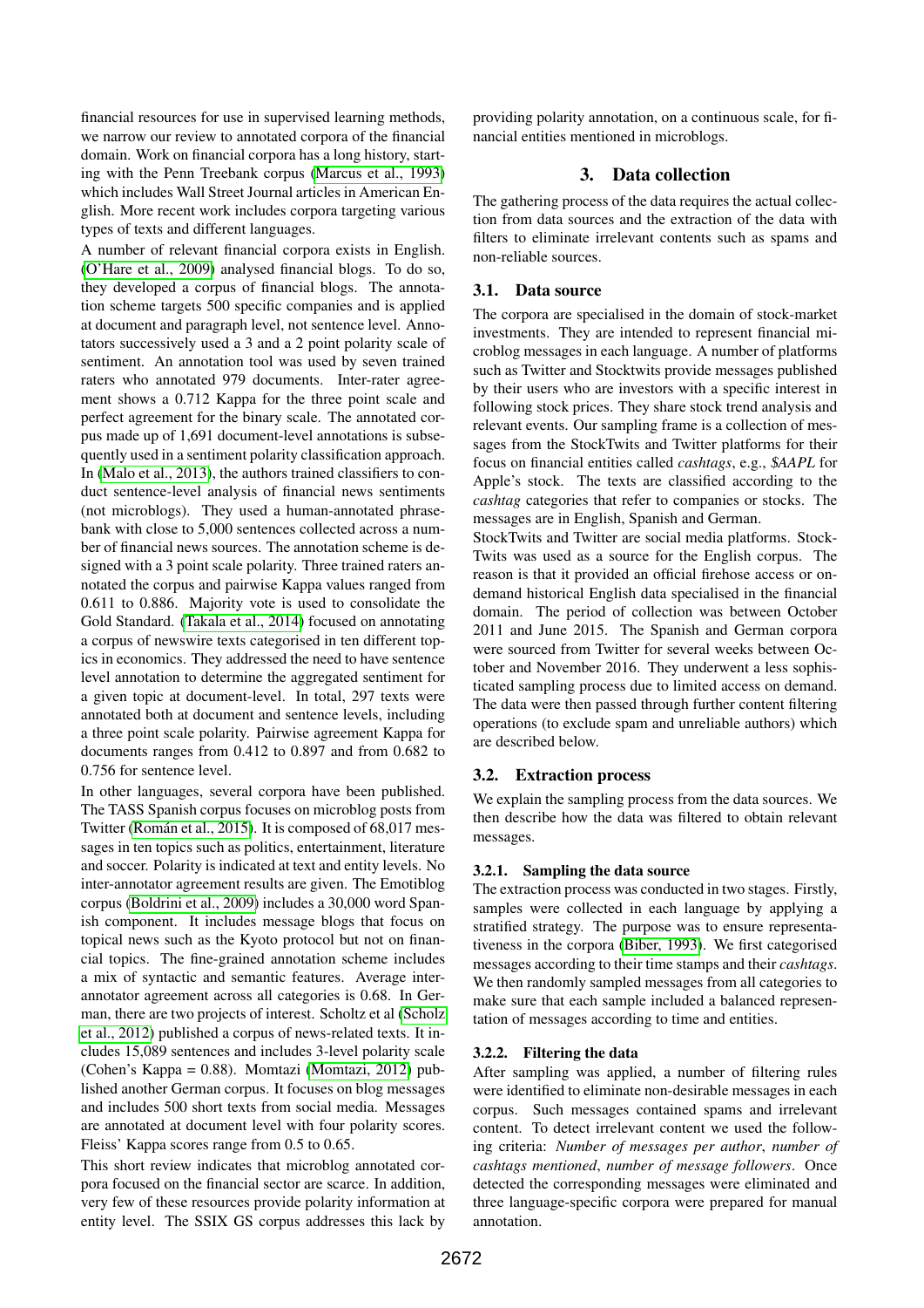financial resources for use in supervised learning methods, we narrow our review to annotated corpora of the financial domain. Work on financial corpora has a long history, starting with the Penn Treebank corpus (Marcus et al., 1993) which includes Wall Street Journal articles in American English. More recent work includes corpora targeting various types of texts and different languages.

A number of relevant financial corpora exists in English. (O'Hare et al., 2009) analysed financial blogs. To do so, they developed a corpus of financial blogs. The annotation scheme targets 500 specific companies and is applied at document and paragraph level, not sentence level. Annotators successively used a 3 and a 2 point polarity scale of sentiment. An annotation tool was used by seven trained raters who annotated 979 documents. Inter-rater agreement shows a 0.712 Kappa for the three point scale and perfect agreement for the binary scale. The annotated corpus made up of 1,691 document-level annotations is subsequently used in a sentiment polarity classification approach. In (Malo et al., 2013), the authors trained classifiers to conduct sentence-level analysis of financial news sentiments (not microblogs). They used a human-annotated phrasebank with close to 5,000 sentences collected across a number of financial news sources. The annotation scheme is designed with a 3 point scale polarity. Three trained raters annotated the corpus and pairwise Kappa values ranged from 0.611 to 0.886. Majority vote is used to consolidate the Gold Standard. (Takala et al., 2014) focused on annotating a corpus of newswire texts categorised in ten different topics in economics. They addressed the need to have sentence level annotation to determine the aggregated sentiment for a given topic at document-level. In total, 297 texts were annotated both at document and sentence levels, including a three point scale polarity. Pairwise agreement Kappa for documents ranges from 0.412 to 0.897 and from 0.682 to 0.756 for sentence level.

In other languages, several corpora have been published. The TASS Spanish corpus focuses on microblog posts from Twitter (Román et al., 2015). It is composed of 68,017 messages in ten topics such as politics, entertainment, literature and soccer. Polarity is indicated at text and entity levels. No inter-annotator agreement results are given. The Emotiblog corpus (Boldrini et al., 2009) includes a 30,000 word Spanish component. It includes message blogs that focus on topical news such as the Kyoto protocol but not on financial topics. The fine-grained annotation scheme includes a mix of syntactic and semantic features. Average inter-annotator agreement across all categories is 0.68. In German, there are two projects of interest. Scholtz et al (Scholz et al., 2012) published a corpus of news-related texts. It includes 15,089 sentences and includes 3-level polarity scale (Cohen's Kappa = 0.88). Momtazi (Momtazi, 2012) published another German corpus. It focuses on blog messages and includes 500 short texts from social media. Messages are annotated at document level with four polarity scores. Fleiss' Kappa scores range from 0.5 to 0.65.

This short review indicates that microblog annotated corpora focused on the financial sector are scarce. In addition, very few of these resources provide polarity information at entity level. The SSIX GS corpus addresses this lack by providing polarity annotation, on a continuous scale, for financial entities mentioned in microblogs.

## 3. Data collection

The gathering process of the data requires the actual collection from data sources and the extraction of the data with filters to eliminate irrelevant contents such as spams and non-reliable sources.

### 3.1. Data source

The corpora are specialised in the domain of stock-market investments. They are intended to represent financial microblog messages in each language. A number of platforms such as Twitter and Stocktwits provide messages published by their users who are investors with a specific interest in following stock prices. They share stock trend analysis and relevant events. Our sampling frame is a collection of messages from the StockTwits and Twitter platforms for their focus on financial entities called *cashtags*, e.g., *$AAPL* for Apple's stock. The texts are classified according to the *cashtag* categories that refer to companies or stocks. The messages are in English, Spanish and German.

StockTwits and Twitter are social media platforms. StockTwits was used as a source for the English corpus. The reason is that it provided an official firehose access or on-demand historical English data specialised in the financial domain. The period of collection was between October 2011 and June 2015. The Spanish and German corpora were sourced from Twitter for several weeks between October and November 2016. They underwent a less sophisticated sampling process due to limited access on demand. The data were then passed through further content filtering operations (to exclude spam and unreliable authors) which are described below.

### 3.2. Extraction process

We explain the sampling process from the data sources. We then describe how the data was filtered to obtain relevant messages.

#### 3.2.1. Sampling the data source

The extraction process was conducted in two stages. Firstly, samples were collected in each language by applying a stratified strategy. The purpose was to ensure representativeness in the corpora (Biber, 1993). We first categorised messages according to their time stamps and their *cashtags*. We then randomly sampled messages from all categories to make sure that each sample included a balanced representation of messages according to time and entities.

#### 3.2.2. Filtering the data

After sampling was applied, a number of filtering rules were identified to eliminate non-desirable messages in each corpus. Such messages contained spams and irrelevant content. To detect irrelevant content we used the following criteria: *Number of messages per author*, *number of cashtags mentioned*, *number of message followers*. Once detected the corresponding messages were eliminated and three language-specific corpora were prepared for manual annotation.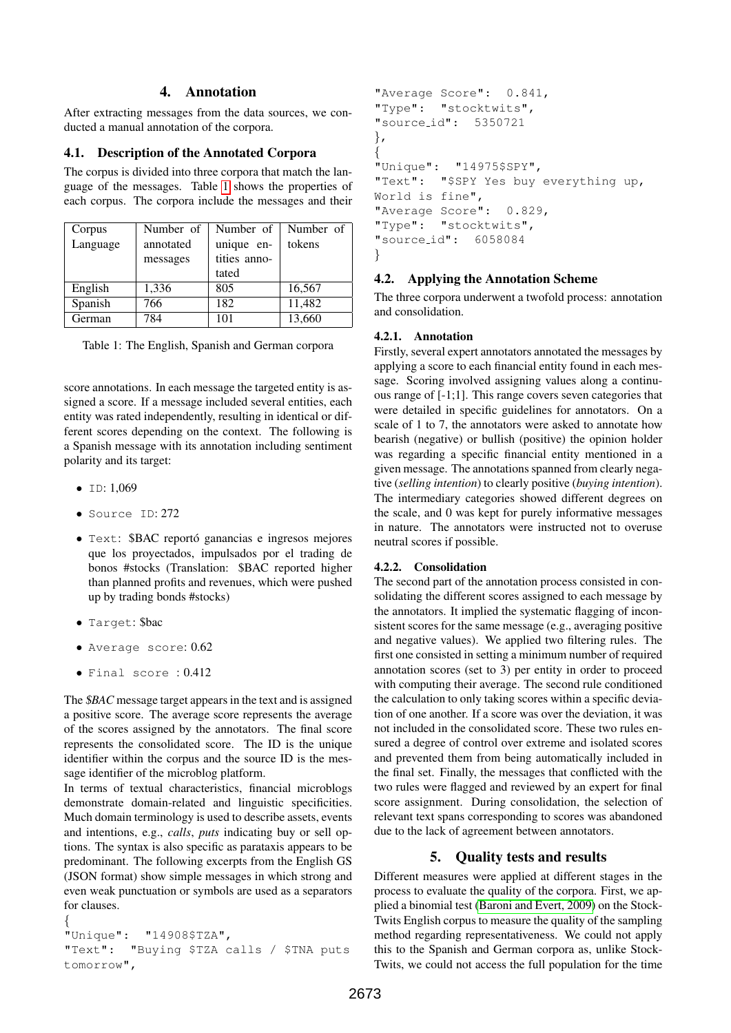## 4. Annotation

After extracting messages from the data sources, we conducted a manual annotation of the corpora.

### 4.1. Description of the Annotated Corpora

The corpus is divided into three corpora that match the language of the messages. Table 1 shows the properties of each corpus. The corpora include the messages and their score annotations. In each message the targeted entity is assigned a score. If a message included several entities, each entity was rated independently, resulting in identical or different scores depending on the context. The following is a Spanish message with its annotation including sentiment polarity and its target:

| Corpus Language | Number of annotated messages | Number of unique entities annotated | Number of tokens |
|---|---|---|---|
| English | 1,336 | 805 | 16,567 |
| Spanish | 766 | 182 | 11,482 |
| German | 784 | 101 | 13,660 |

Table 1: The English, Spanish and German corpora

- `ID`: 1,069
- `Source ID`: 272
- `Text`: $BAC reportó ganancias e ingresos mejores que los proyectados, impulsados por el trading de bonos #stocks (Translation: $BAC reported higher than planned profits and revenues, which were pushed up by trading bonds #stocks)
- `Target`: $bac
- `Average score`: 0.62
- `Final score` : 0.412

The *$BAC* message target appears in the text and is assigned a positive score. The average score represents the average of the scores assigned by the annotators. The final score represents the consolidated score. The ID is the unique identifier within the corpus and the source ID is the message identifier of the microblog platform.

In terms of textual characteristics, financial microblogs demonstrate domain-related and linguistic specificities. Much domain terminology is used to describe assets, events and intentions, e.g., *calls*, *puts* indicating buy or sell options. The syntax is also specific as parataxis appears to be predominant. The following excerpts from the English GS (JSON format) show simple messages in which strong and even weak punctuation or symbols are used as a separators for clauses.

```
{
"Unique": "14908$TZA",
"Text": "Buying $TZA calls / $TNA puts
tomorrow",
"Average Score": 0.841,
"Type": "stocktwits",
"source_id": 5350721
},
{
"Unique": "14975$SPY",
"Text": "$SPY Yes buy everything up,
World is fine",
"Average Score": 0.829,
"Type": "stocktwits",
"source_id": 6058084
}
```

### 4.2. Applying the Annotation Scheme

The three corpora underwent a twofold process: annotation and consolidation.

#### 4.2.1. Annotation

Firstly, several expert annotators annotated the messages by applying a score to each financial entity found in each message. Scoring involved assigning values along a continuous range of [-1;1]. This range covers seven categories that were detailed in specific guidelines for annotators. On a scale of 1 to 7, the annotators were asked to annotate how bearish (negative) or bullish (positive) the opinion holder was regarding a specific financial entity mentioned in a given message. The annotations spanned from clearly negative (*selling intention*) to clearly positive (*buying intention*). The intermediary categories showed different degrees on the scale, and 0 was kept for purely informative messages in nature. The annotators were instructed not to overuse neutral scores if possible.

#### 4.2.2. Consolidation

The second part of the annotation process consisted in consolidating the different scores assigned to each message by the annotators. It implied the systematic flagging of inconsistent scores for the same message (e.g., averaging positive and negative values). We applied two filtering rules. The first one consisted in setting a minimum number of required annotation scores (set to 3) per entity in order to proceed with computing their average. The second rule conditioned the calculation to only taking scores within a specific deviation of one another. If a score was over the deviation, it was not included in the consolidated score. These two rules ensured a degree of control over extreme and isolated scores and prevented them from being automatically included in the final set. Finally, the messages that conflicted with the two rules were flagged and reviewed by an expert for final score assignment. During consolidation, the selection of relevant text spans corresponding to scores was abandoned due to the lack of agreement between annotators.

## 5. Quality tests and results

Different measures were applied at different stages in the process to evaluate the quality of the corpora. First, we applied a binomial test (Baroni and Evert, 2009) on the StockTwits English corpus to measure the quality of the sampling method regarding representativeness. We could not apply this to the Spanish and German corpora as, unlike StockTwits, we could not access the full population for the time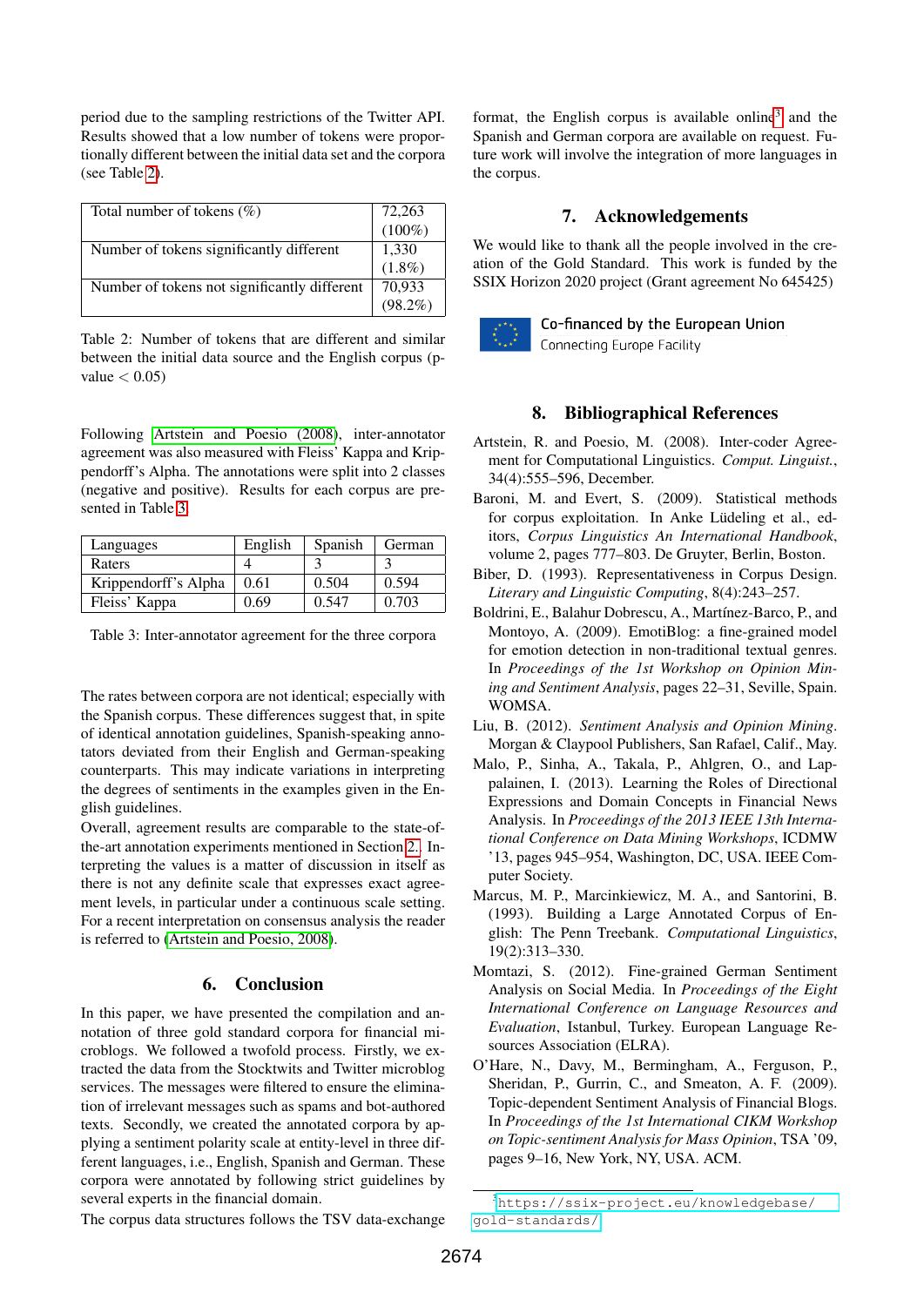period due to the sampling restrictions of the Twitter API. Results showed that a low number of tokens were proportionally different between the initial data set and the corpora (see Table 2).

| Total number of tokens (%) | 72,263 (100%) |
|---|---|
| Number of tokens significantly different | 1,330 (1.8%) |
| Number of tokens not significantly different | 70,933 (98.2%) |

Table 2: Number of tokens that are different and similar between the initial data source and the English corpus (p-value $< 0.05$)

Following Artstein and Poesio (2008), inter-annotator agreement was also measured with Fleiss' Kappa and Krippendorff's Alpha. The annotations were split into 2 classes (negative and positive). Results for each corpus are presented in Table 3.

| Languages | English | Spanish | German |
|---|---|---|---|
| Raters | 4 | 3 | 3 |
| Krippendorff's Alpha | 0.61 | 0.504 | 0.594 |
| Fleiss' Kappa | 0.69 | 0.547 | 0.703 |

Table 3: Inter-annotator agreement for the three corpora

The rates between corpora are not identical; especially with the Spanish corpus. These differences suggest that, in spite of identical annotation guidelines, Spanish-speaking annotators deviated from their English and German-speaking counterparts. This may indicate variations in interpreting the degrees of sentiments in the examples given in the English guidelines.

Overall, agreement results are comparable to the state-of-the-art annotation experiments mentioned in Section 2. Interpreting the values is a matter of discussion in itself as there is not any definite scale that expresses exact agreement levels, in particular under a continuous scale setting. For a recent interpretation on consensus analysis the reader is referred to (Artstein and Poesio, 2008).

## 6. Conclusion

In this paper, we have presented the compilation and annotation of three gold standard corpora for financial microblogs. We followed a twofold process. Firstly, we extracted the data from the Stocktwits and Twitter microblog services. The messages were filtered to ensure the elimination of irrelevant messages such as spams and bot-authored texts. Secondly, we created the annotated corpora by applying a sentiment polarity scale at entity-level in three different languages, i.e., English, Spanish and German. These corpora were annotated by following strict guidelines by several experts in the financial domain.

The corpus data structures follows the TSV data-exchange format, the English corpus is available online[3] and the Spanish and German corpora are available on request. Future work will involve the integration of more languages in the corpus.

## 7. Acknowledgements

We would like to thank all the people involved in the creation of the Gold Standard. This work is funded by the SSIX Horizon 2020 project (Grant agreement No 645425)

Co-financed by the European Union
Connecting Europe Facility

## 8. Bibliographical References

Artstein, R. and Poesio, M. (2008). Inter-coder Agreement for Computational Linguistics. *Comput. Linguist.*, 34(4):555–596, December.

Baroni, M. and Evert, S. (2009). Statistical methods for corpus exploitation. In Anke Lüdeling et al., editors, *Corpus Linguistics An International Handbook*, volume 2, pages 777–803. De Gruyter, Berlin, Boston.

Biber, D. (1993). Representativeness in Corpus Design. *Literary and Linguistic Computing*, 8(4):243–257.

Boldrini, E., Balahur Dobrescu, A., Martínez-Barco, P., and Montoyo, A. (2009). EmotiBlog: a fine-grained model for emotion detection in non-traditional textual genres. In *Proceedings of the 1st Workshop on Opinion Mining and Sentiment Analysis*, pages 22–31, Seville, Spain. WOMSA.

Liu, B. (2012). *Sentiment Analysis and Opinion Mining*. Morgan & Claypool Publishers, San Rafael, Calif., May.

Malo, P., Sinha, A., Takala, P., Ahlgren, O., and Lappalainen, I. (2013). Learning the Roles of Directional Expressions and Domain Concepts in Financial News Analysis. In *Proceedings of the 2013 IEEE 13th International Conference on Data Mining Workshops*, ICDMW '13, pages 945–954, Washington, DC, USA. IEEE Computer Society.

Marcus, M. P., Marcinkiewicz, M. A., and Santorini, B. (1993). Building a Large Annotated Corpus of English: The Penn Treebank. *Computational Linguistics*, 19(2):313–330.

Momtazi, S. (2012). Fine-grained German Sentiment Analysis on Social Media. In *Proceedings of the Eight International Conference on Language Resources and Evaluation*, Istanbul, Turkey. European Language Resources Association (ELRA).

O'Hare, N., Davy, M., Bermingham, A., Ferguson, P., Sheridan, P., Gurrin, C., and Smeaton, A. F. (2009). Topic-dependent Sentiment Analysis of Financial Blogs. In *Proceedings of the 1st International CIKM Workshop on Topic-sentiment Analysis for Mass Opinion*, TSA '09, pages 9–16, New York, NY, USA. ACM.

[3] https://ssix-project.eu/knowledgebase/gold-standards/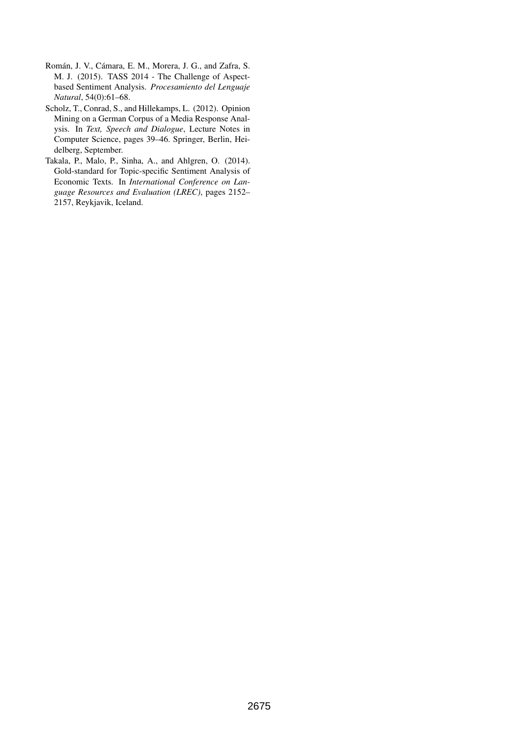Román, J. V., Cámara, E. M., Morera, J. G., and Zafra, S. M. J. (2015). TASS 2014 - The Challenge of Aspect-based Sentiment Analysis. *Procesamiento del Lenguaje Natural*, 54(0):61–68.

Scholz, T., Conrad, S., and Hillekamps, L. (2012). Opinion Mining on a German Corpus of a Media Response Analysis. In *Text, Speech and Dialogue*, Lecture Notes in Computer Science, pages 39–46. Springer, Berlin, Heidelberg, September.

Takala, P., Malo, P., Sinha, A., and Ahlgren, O. (2014). Gold-standard for Topic-specific Sentiment Analysis of Economic Texts. In *International Conference on Language Resources and Evaluation (LREC)*, pages 2152–2157, Reykjavik, Iceland.